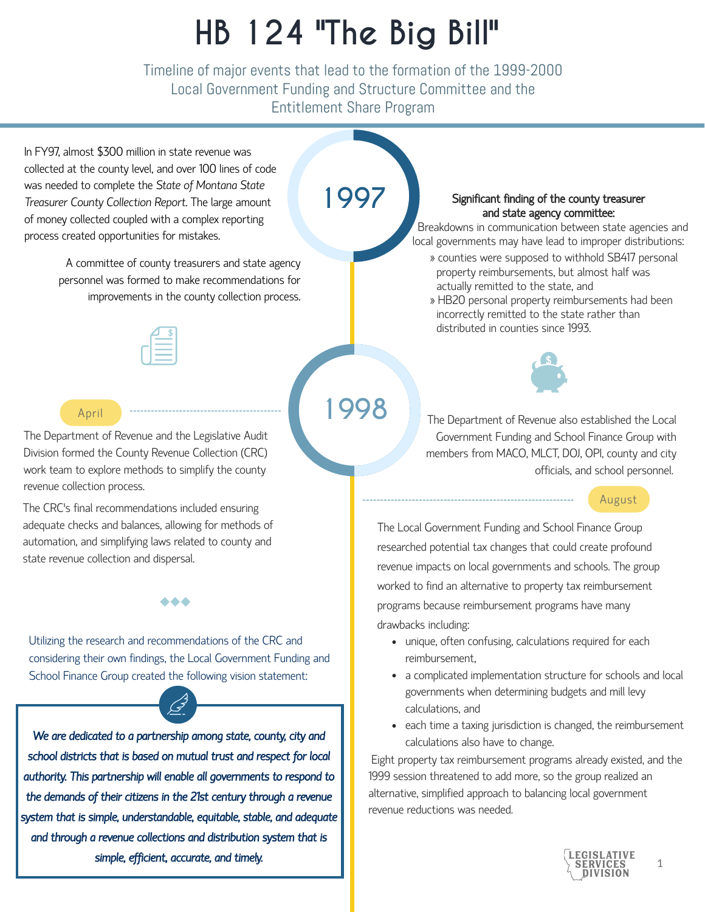# HB 124 "The Big Bill"

Timeline of major events that lead to the formation of the 1999-2000 Local Government Funding and Structure Committee and the Entitlement Share Program

## 1997

In FY97, almost $300 million in state revenue was collected at the county level, and over 100 lines of code was needed to complete the *State of Montana State Treasurer County Collection Report*. The large amount of money collected coupled with a complex reporting process created opportunities for mistakes.

A committee of county treasurers and state agency personnel was formed to make recommendations for improvements in the county collection process.

**Significant finding of the county treasurer and state agency committee:**

Breakdowns in communication between state agencies and local governments may have lead to improper distributions:

- counties were supposed to withhold SB417 personal property reimbursements, but almost half was actually remitted to the state, and
- HB20 personal property reimbursements had been incorrectly remitted to the state rather than distributed in counties since 1993.

## 1998

### April

The Department of Revenue and the Legislative Audit Division formed the County Revenue Collection (CRC) work team to explore methods to simplify the county revenue collection process.

The CRC's final recommendations included ensuring adequate checks and balances, allowing for methods of automation, and simplifying laws related to county and state revenue collection and dispersal.

The Department of Revenue also established the Local Government Funding and School Finance Group with members from MACO, MLCT, DOJ, OPI, county and city officials, and school personnel.

### August

The Local Government Funding and School Finance Group researched potential tax changes that could create profound revenue impacts on local governments and schools. The group worked to find an alternative to property tax reimbursement programs because reimbursement programs have many drawbacks including:

- unique, often confusing, calculations required for each reimbursement,
- a complicated implementation structure for schools and local governments when determining budgets and mill levy calculations, and
- each time a taxing jurisdiction is changed, the reimbursement calculations also have to change.

Eight property tax reimbursement programs already existed, and the 1999 session threatened to add more, so the group realized an alternative, simplified approach to balancing local government revenue reductions was needed.

Utilizing the research and recommendations of the CRC and considering their own findings, the Local Government Funding and School Finance Group created the following vision statement:

> ***We are dedicated to a partnership among state, county, city and school districts that is based on mutual trust and respect for local authority. This partnership will enable all governments to respond to the demands of their citizens in the 21st century through a revenue system that is simple, understandable, equitable, stable, and adequate and through a revenue collections and distribution system that is simple, efficient, accurate, and timely.***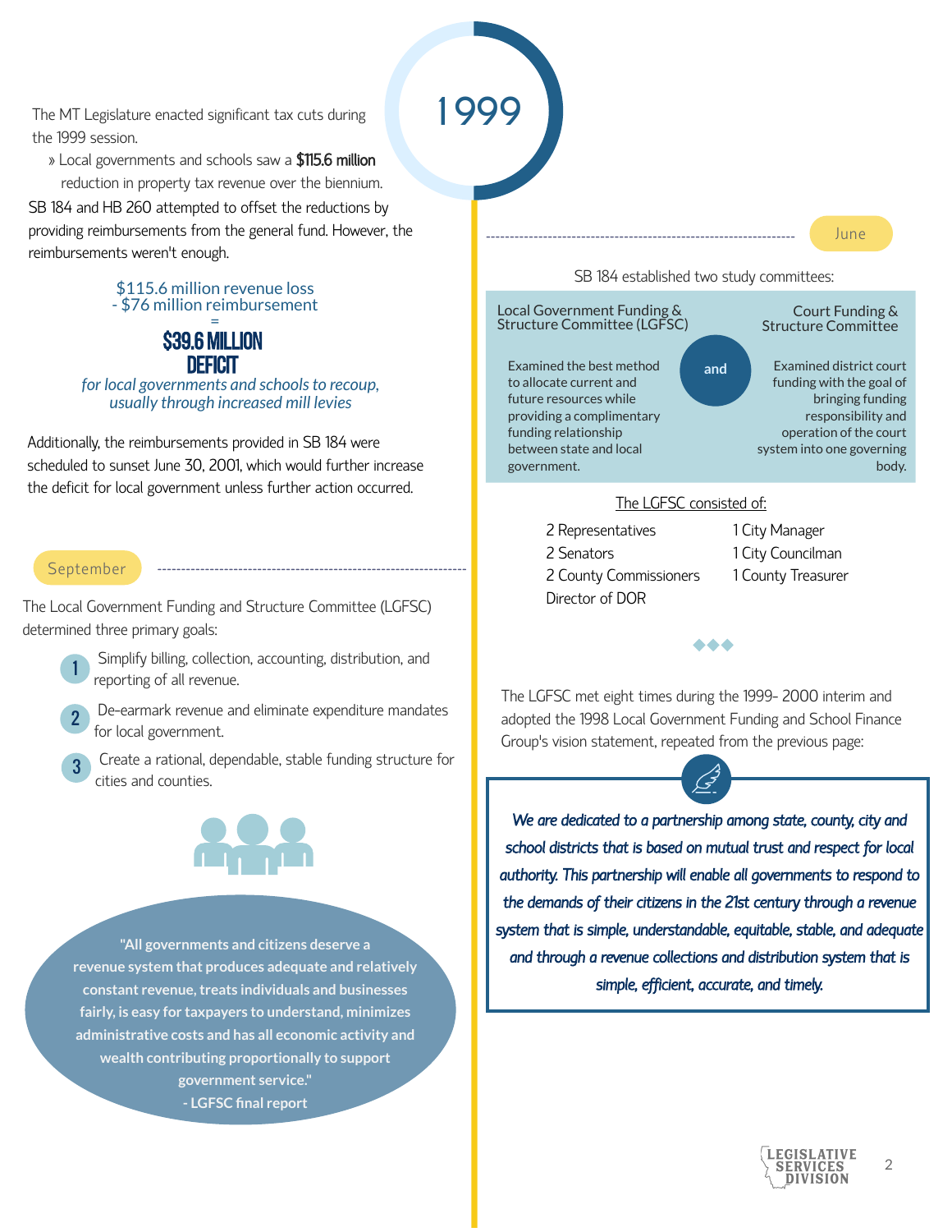# 1999

The MT Legislature enacted significant tax cuts during the 1999 session.

» Local governments and schools saw a **$115.6 million** reduction in property tax revenue over the biennium.

SB 184 and HB 260 attempted to offset the reductions by providing reimbursements from the general fund. However, the reimbursements weren't enough.

$115.6 million revenue loss
- $76 million reimbursement
=
**$39.6 MILLION DEFICIT**
*for local governments and schools to recoup, usually through increased mill levies*

Additionally, the reimbursements provided in SB 184 were scheduled to sunset June 30, 2001, which would further increase the deficit for local government unless further action occurred.

## September

The Local Government Funding and Structure Committee (LGFSC) determined three primary goals:

1. Simplify billing, collection, accounting, distribution, and reporting of all revenue.
2. De-earmark revenue and eliminate expenditure mandates for local government.
3. Create a rational, dependable, stable funding structure for cities and counties.

**"All governments and citizens deserve a revenue system that produces adequate and relatively constant revenue, treats individuals and businesses fairly, is easy for taxpayers to understand, minimizes administrative costs and has all economic activity and wealth contributing proportionally to support government service."**
**- LGFSC final report**

## June

SB 184 established two study committees:

**Local Government Funding & Structure Committee (LGFSC)**

Examined the best method to allocate current and future resources while providing a complimentary funding relationship between state and local government.

**and**

**Court Funding & Structure Committee**

Examined district court funding with the goal of bringing funding responsibility and operation of the court system into one governing body.

The LGFSC consisted of:

- 2 Representatives
- 2 Senators
- 2 County Commissioners
- Director of DOR
- 1 City Manager
- 1 City Councilman
- 1 County Treasurer

The LGFSC met eight times during the 1999- 2000 interim and adopted the 1998 Local Government Funding and School Finance Group's vision statement, repeated from the previous page:

*We are dedicated to a partnership among state, county, city and school districts that is based on mutual trust and respect for local authority. This partnership will enable all governments to respond to the demands of their citizens in the 21st century through a revenue system that is simple, understandable, equitable, stable, and adequate and through a revenue collections and distribution system that is simple, efficient, accurate, and timely.*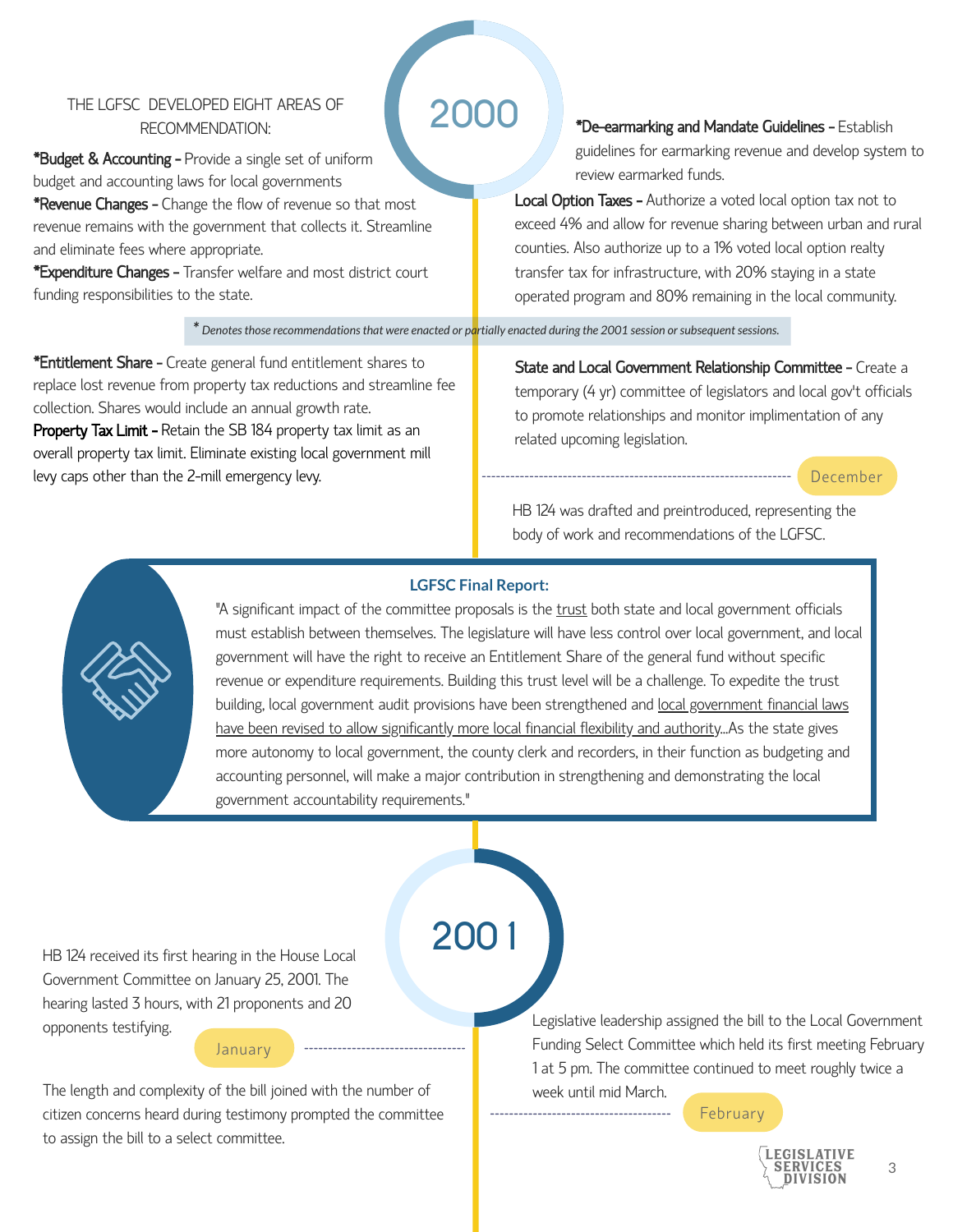## 2000

THE LGFSC DEVELOPED EIGHT AREAS OF RECOMMENDATION:

***Budget & Accounting -** Provide a single set of uniform budget and accounting laws for local governments

***Revenue Changes -** Change the flow of revenue so that most revenue remains with the government that collects it. Streamline and eliminate fees where appropriate.

***Expenditure Changes -** Transfer welfare and most district court funding responsibilities to the state.

***De-earmarking and Mandate Guidelines -** Establish guidelines for earmarking revenue and develop system to review earmarked funds.

**Local Option Taxes -** Authorize a voted local option tax not to exceed 4% and allow for revenue sharing between urban and rural counties. Also authorize up to a 1% voted local option realty transfer tax for infrastructure, with 20% staying in a state operated program and 80% remaining in the local community.

*\* Denotes those recommendations that were enacted or partially enacted during the 2001 session or subsequent sessions.*

***Entitlement Share -** Create general fund entitlement shares to replace lost revenue from property tax reductions and streamline fee collection. Shares would include an annual growth rate.

**Property Tax Limit -** Retain the SB 184 property tax limit as an overall property tax limit. Eliminate existing local government mill levy caps other than the 2-mill emergency levy.

**State and Local Government Relationship Committee -** Create a temporary (4 yr) committee of legislators and local gov't officials to promote relationships and monitor implimentation of any related upcoming legislation.

### December

HB 124 was drafted and preintroduced, representing the body of work and recommendations of the LGFSC.

**LGFSC Final Report:**

"A significant impact of the committee proposals is the trust both state and local government officials must establish between themselves. The legislature will have less control over local government, and local government will have the right to receive an Entitlement Share of the general fund without specific revenue or expenditure requirements. Building this trust level will be a challenge. To expedite the trust building, local government audit provisions have been strengthened and local government financial laws have been revised to allow significantly more local financial flexibility and authority...As the state gives more autonomy to local government, the county clerk and recorders, in their function as budgeting and accounting personnel, will make a major contribution in strengthening and demonstrating the local government accountability requirements."

## 2001

### January

HB 124 received its first hearing in the House Local Government Committee on January 25, 2001. The hearing lasted 3 hours, with 21 proponents and 20 opponents testifying.

The length and complexity of the bill joined with the number of citizen concerns heard during testimony prompted the committee to assign the bill to a select committee.

### February

Legislative leadership assigned the bill to the Local Government Funding Select Committee which held its first meeting February 1 at 5 pm. The committee continued to meet roughly twice a week until mid March.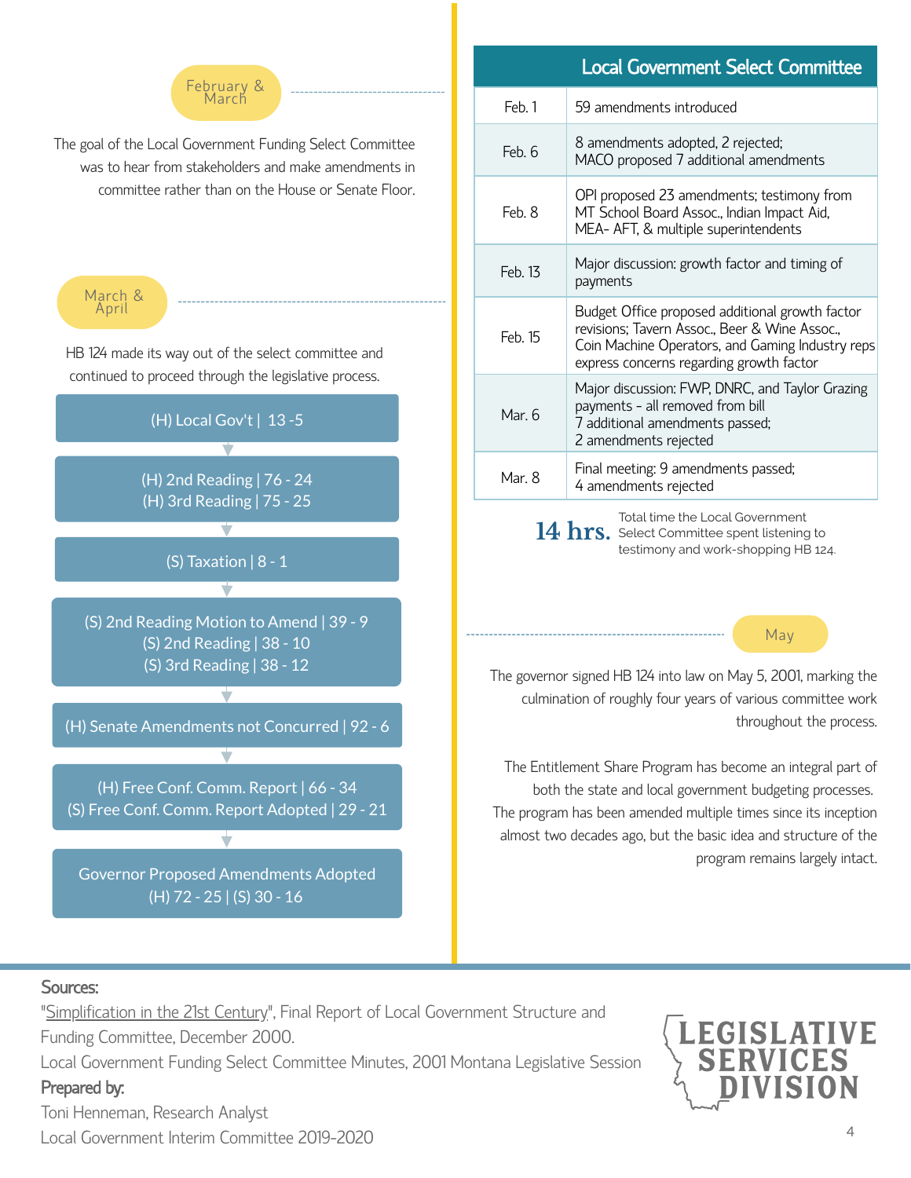**February & March**

The goal of the Local Government Funding Select Committee was to hear from stakeholders and make amendments in committee rather than on the House or Senate Floor.

**March & April**

HB 124 made its way out of the select committee and continued to proceed through the legislative process.

(H) Local Gov't | 13 -5

(H) 2nd Reading | 76 - 24
(H) 3rd Reading | 75 - 25

(S) Taxation | 8 - 1

(S) 2nd Reading Motion to Amend | 39 - 9
(S) 2nd Reading | 38 - 10
(S) 3rd Reading | 38 - 12

(H) Senate Amendments not Concurred | 92 - 6

(H) Free Conf. Comm. Report | 66 - 34
(S) Free Conf. Comm. Report Adopted | 29 - 21

Governor Proposed Amendments Adopted
(H) 72 - 25 | (S) 30 - 16

| Local Government Select Committee | |
|---|---|
| Feb. 1 | 59 amendments introduced |
| Feb. 6 | 8 amendments adopted, 2 rejected; MACO proposed 7 additional amendments |
| Feb. 8 | OPI proposed 23 amendments; testimony from MT School Board Assoc., Indian Impact Aid, MEA- AFT, & multiple superintendents |
| Feb. 13 | Major discussion: growth factor and timing of payments |
| Feb. 15 | Budget Office proposed additional growth factor revisions; Tavern Assoc., Beer & Wine Assoc., Coin Machine Operators, and Gaming Industry reps express concerns regarding growth factor |
| Mar. 6 | Major discussion: FWP, DNRC, and Taylor Grazing payments - all removed from bill<br>7 additional amendments passed;<br>2 amendments rejected |
| Mar. 8 | Final meeting: 9 amendments passed;<br>4 amendments rejected |

**14 hrs.** Total time the Local Government Select Committee spent listening to testimony and work-shopping HB 124.

**May**

The governor signed HB 124 into law on May 5, 2001, marking the culmination of roughly four years of various committee work throughout the process.

The Entitlement Share Program has become an integral part of both the state and local government budgeting processes. The program has been amended multiple times since its inception almost two decades ago, but the basic idea and structure of the program remains largely intact.

**Sources:**

"Simplification in the 21st Century", Final Report of Local Government Structure and Funding Committee, December 2000.

Local Government Funding Select Committee Minutes, 2001 Montana Legislative Session

**Prepared by:**

Toni Henneman, Research Analyst

Local Government Interim Committee 2019-2020

LEGISLATIVE SERVICES DIVISION